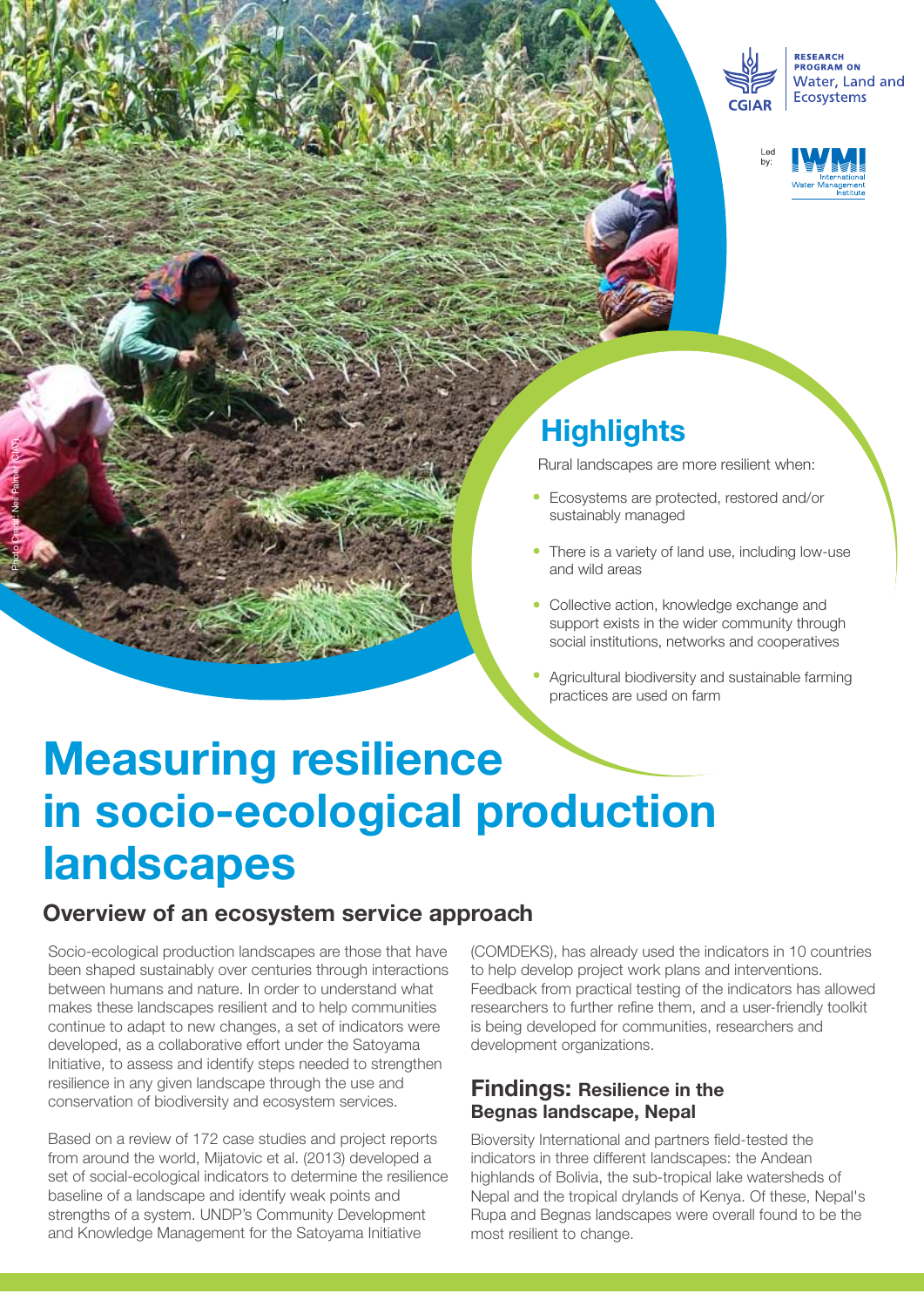RESEARCH PROGRAM ON Water, Land and Ecosystems

Led by: IWMI International Water Management Institute

Photo Credit: Neil Palmer (CIAT)

## Highlights

Rural landscapes are more resilient when:

- Ecosystems are protected, restored and/or sustainably managed
- There is a variety of land use, including low-use and wild areas
- Collective action, knowledge exchange and support exists in the wider community through social institutions, networks and cooperatives
- Agricultural biodiversity and sustainable farming practices are used on farm

# Measuring resilience in socio-ecological production landscapes

## Overview of an ecosystem service approach

Socio-ecological production landscapes are those that have been shaped sustainably over centuries through interactions between humans and nature. In order to understand what makes these landscapes resilient and to help communities continue to adapt to new changes, a set of indicators were developed, as a collaborative effort under the Satoyama Initiative, to assess and identify steps needed to strengthen resilience in any given landscape through the use and conservation of biodiversity and ecosystem services.

Based on a review of 172 case studies and project reports from around the world, Mijatovic et al. (2013) developed a set of social-ecological indicators to determine the resilience baseline of a landscape and identify weak points and strengths of a system. UNDP's Community Development and Knowledge Management for the Satoyama Initiative (COMDEKS), has already used the indicators in 10 countries to help develop project work plans and interventions. Feedback from practical testing of the indicators has allowed researchers to further refine them, and a user-friendly toolkit is being developed for communities, researchers and development organizations.

### Findings: Resilience in the Begnas landscape, Nepal

Bioversity International and partners field-tested the indicators in three different landscapes: the Andean highlands of Bolivia, the sub-tropical lake watersheds of Nepal and the tropical drylands of Kenya. Of these, Nepal's Rupa and Begnas landscapes were overall found to be the most resilient to change.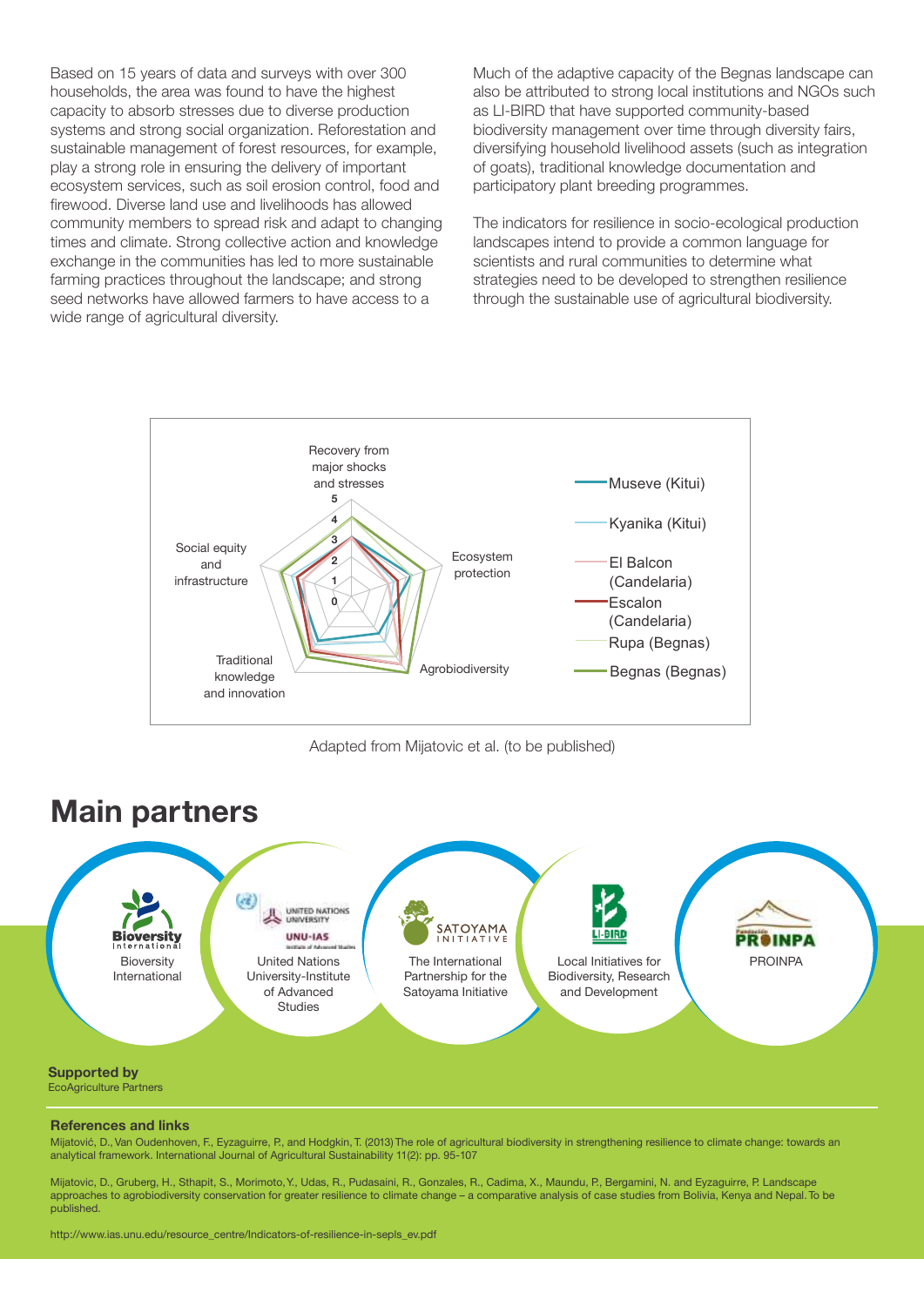Based on 15 years of data and surveys with over 300 households, the area was found to have the highest capacity to absorb stresses due to diverse production systems and strong social organization. Reforestation and sustainable management of forest resources, for example, play a strong role in ensuring the delivery of important ecosystem services, such as soil erosion control, food and firewood. Diverse land use and livelihoods has allowed community members to spread risk and adapt to changing times and climate. Strong collective action and knowledge exchange in the communities has led to more sustainable farming practices throughout the landscape; and strong seed networks have allowed farmers to have access to a wide range of agricultural diversity.

Much of the adaptive capacity of the Begnas landscape can also be attributed to strong local institutions and NGOs such as LI-BIRD that have supported community-based biodiversity management over time through diversity fairs, diversifying household livelihood assets (such as integration of goats), traditional knowledge documentation and participatory plant breeding programmes.

The indicators for resilience in socio-ecological production landscapes intend to provide a common language for scientists and rural communities to determine what strategies need to be developed to strengthen resilience through the sustainable use of agricultural biodiversity.

Recovery from major shocks and stresses
Ecosystem protection
Agrobiodiversity
Traditional knowledge and innovation
Social equity and infrastructure
5
4
3
2
1
0
Museve (Kitui)
Kyanika (Kitui)
El Balcon (Candelaria)
Escalon (Candelaria)
Rupa (Begnas)
Begnas (Begnas)

Adapted from Mijatovic et al. (to be published)

# Main partners

Bioversity International

United Nations University-Institute of Advanced Studies

The International Partnership for the Satoyama Initiative

Local Initiatives for Biodiversity, Research and Development

PROINPA

**Supported by**
EcoAgriculture Partners

**References and links**

Mijatović, D., Van Oudenhoven, F., Eyzaguirre, P., and Hodgkin, T. (2013) The role of agricultural biodiversity in strengthening resilience to climate change: towards an analytical framework. International Journal of Agricultural Sustainability 11(2): pp. 95-107

Mijatovic, D., Gruberg, H., Sthapit, S., Morimoto, Y., Udas, R., Pudasaini, R., Gonzales, R., Cadima, X., Maundu, P., Bergamini, N. and Eyzaguirre, P. Landscape approaches to agrobiodiversity conservation for greater resilience to climate change – a comparative analysis of case studies from Bolivia, Kenya and Nepal. To be published.

http://www.ias.unu.edu/resource_centre/Indicators-of-resilience-in-sepls_ev.pdf